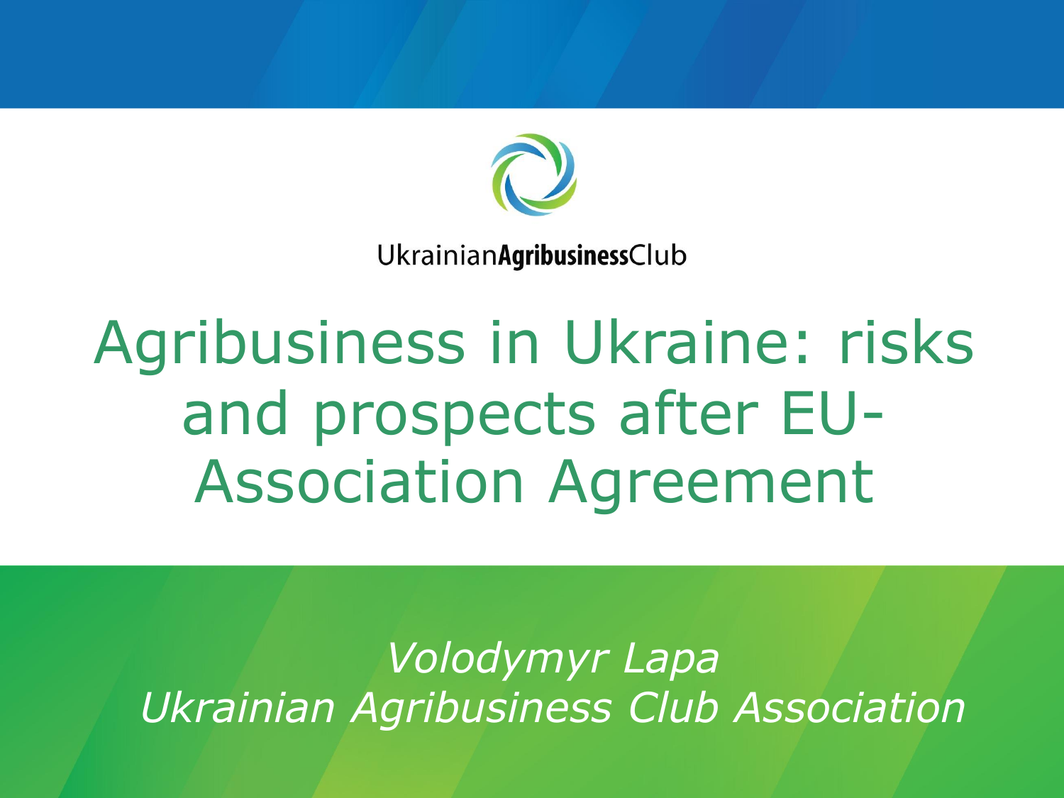UkrainianAgribusinessClub

# Agribusiness in Ukraine: risks and prospects after EU-Association Agreement

*Volodymyr Lapa*
*Ukrainian Agribusiness Club Association*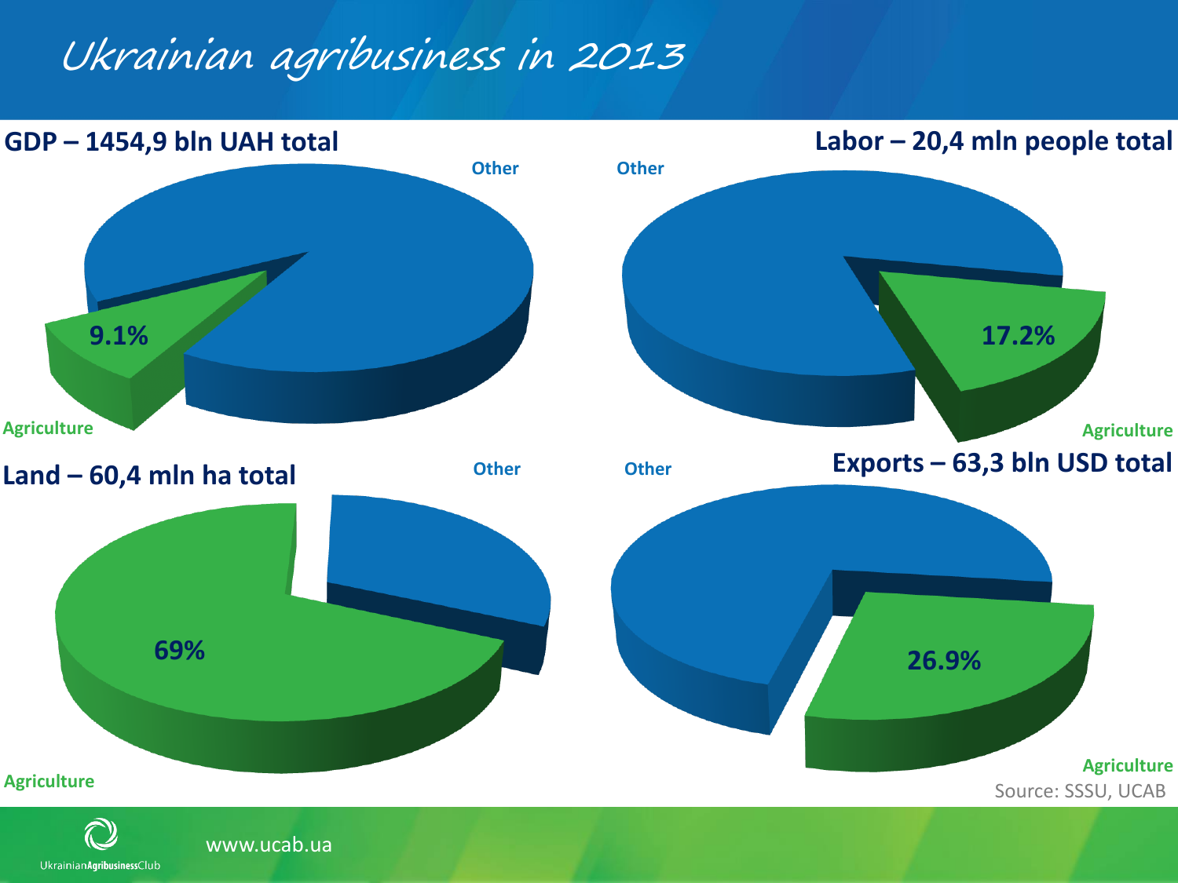# Ukrainian agribusiness in 2013

**GDP – 1454,9 bln UAH total**

Other

9.1%

Agriculture

**Labor – 20,4 mln people total**

Other

17.2%

Agriculture

**Land – 60,4 mln ha total**

Other

69%

Agriculture

**Exports – 63,3 bln USD total**

Other

26.9%

Agriculture

Source: SSSU, UCAB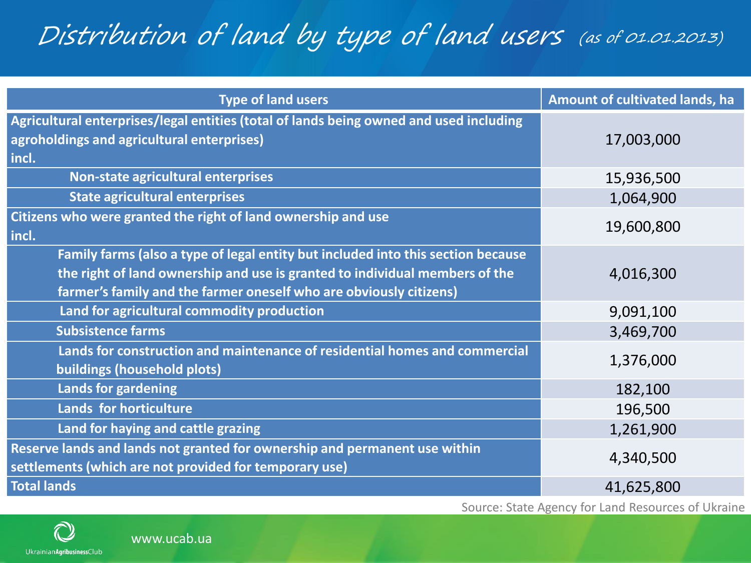# Distribution of land by type of land users *(as of 01.01.2013)*

| Type of land users | Amount of cultivated lands, ha |
| --- | --- |
| Agricultural enterprises/legal entities (total of lands being owned and used including agroholdings and agricultural enterprises) incl. | 17,003,000 |
| Non-state agricultural enterprises | 15,936,500 |
| State agricultural enterprises | 1,064,900 |
| Citizens who were granted the right of land ownership and use incl. | 19,600,800 |
| Family farms (also a type of legal entity but included into this section because the right of land ownership and use is granted to individual members of the farmer's family and the farmer oneself who are obviously citizens) | 4,016,300 |
| Land for agricultural commodity production | 9,091,100 |
| Subsistence farms | 3,469,700 |
| Lands for construction and maintenance of residential homes and commercial buildings (household plots) | 1,376,000 |
| Lands for gardening | 182,100 |
| Lands for horticulture | 196,500 |
| Land for haying and cattle grazing | 1,261,900 |
| Reserve lands and lands not granted for ownership and permanent use within settlements (which are not provided for temporary use) | 4,340,500 |
| Total lands | 41,625,800 |

Source: State Agency for Land Resources of Ukraine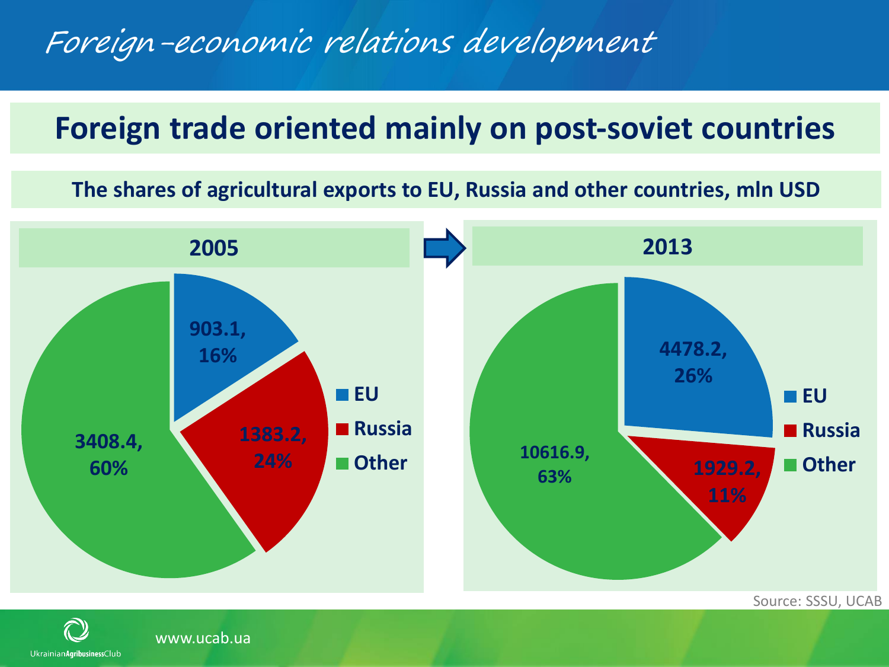# Foreign-economic relations development

## Foreign trade oriented mainly on post-soviet countries

**The shares of agricultural exports to EU, Russia and other countries, mln USD**

| | 2005 | 2013 |
|---|---|---|
| EU | 903.1, 16% | 4478.2, 26% |
| Russia | 1383.2, 24% | 1929.2, 11% |
| Other | 3408.4, 60% | 10616.9, 63% |

Source: SSSU, UCAB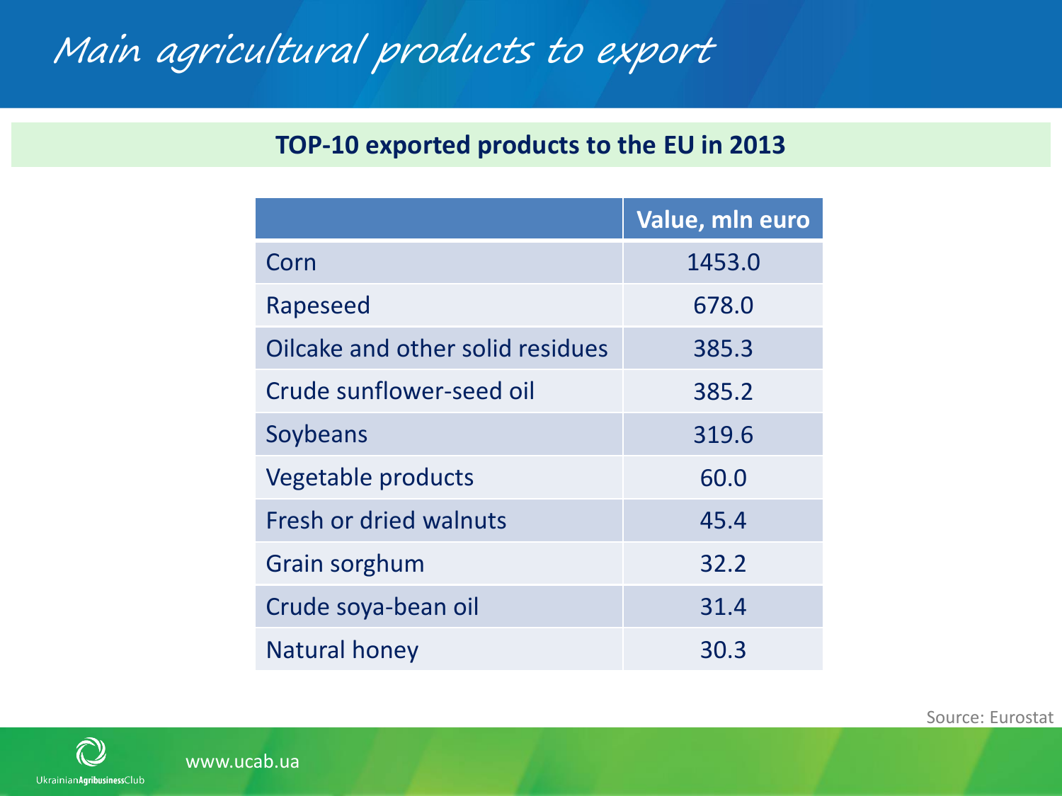# Main agricultural products to export

## TOP-10 exported products to the EU in 2013

| | Value, mln euro |
|---|---|
| Corn | 1453.0 |
| Rapeseed | 678.0 |
| Oilcake and other solid residues | 385.3 |
| Crude sunflower-seed oil | 385.2 |
| Soybeans | 319.6 |
| Vegetable products | 60.0 |
| Fresh or dried walnuts | 45.4 |
| Grain sorghum | 32.2 |
| Crude soya-bean oil | 31.4 |
| Natural honey | 30.3 |

Source: Eurostat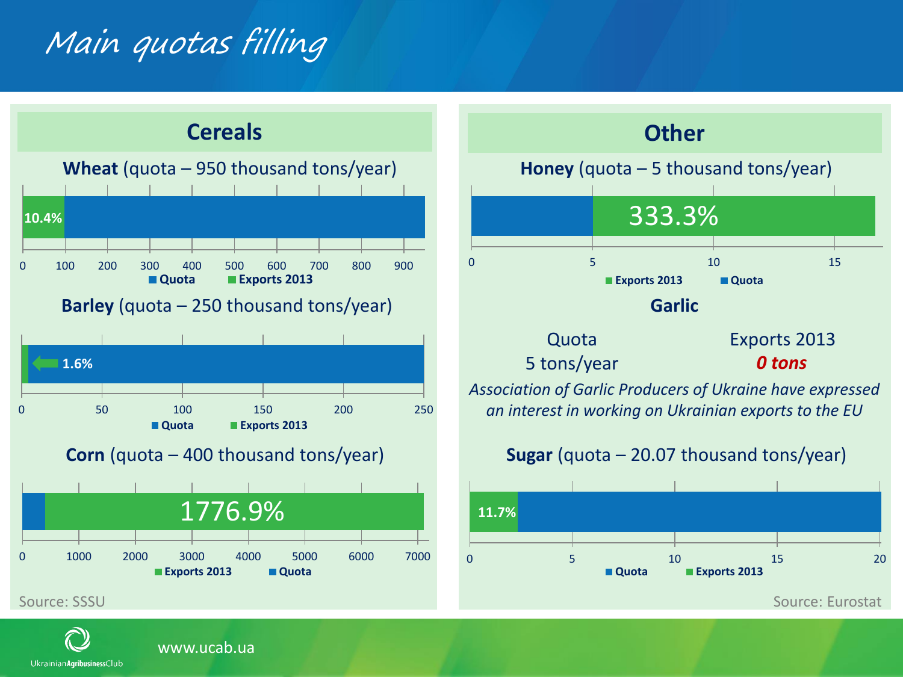# Main quotas filling

## Cereals

**Wheat** (quota – 950 thousand tons/year)

10.4%

0 100 200 300 400 500 600 700 800 900

Quota | Exports 2013

**Barley** (quota – 250 thousand tons/year)

1.6%

0 50 100 150 200 250

Quota | Exports 2013

**Corn** (quota – 400 thousand tons/year)

1776.9%

0 1000 2000 3000 4000 5000 6000 7000

Exports 2013 | Quota

Source: SSSU

## Other

**Honey** (quota – 5 thousand tons/year)

333.3%

0 5 10 15

Exports 2013 | Quota

### Garlic

| Quota | Exports 2013 |
|---|---|
| 5 tons/year | ***0 tons*** |

*Association of Garlic Producers of Ukraine have expressed an interest in working on Ukrainian exports to the EU*

**Sugar** (quota – 20.07 thousand tons/year)

11.7%

0 5 10 15 20

Quota | Exports 2013

Source: Eurostat

www.ucab.ua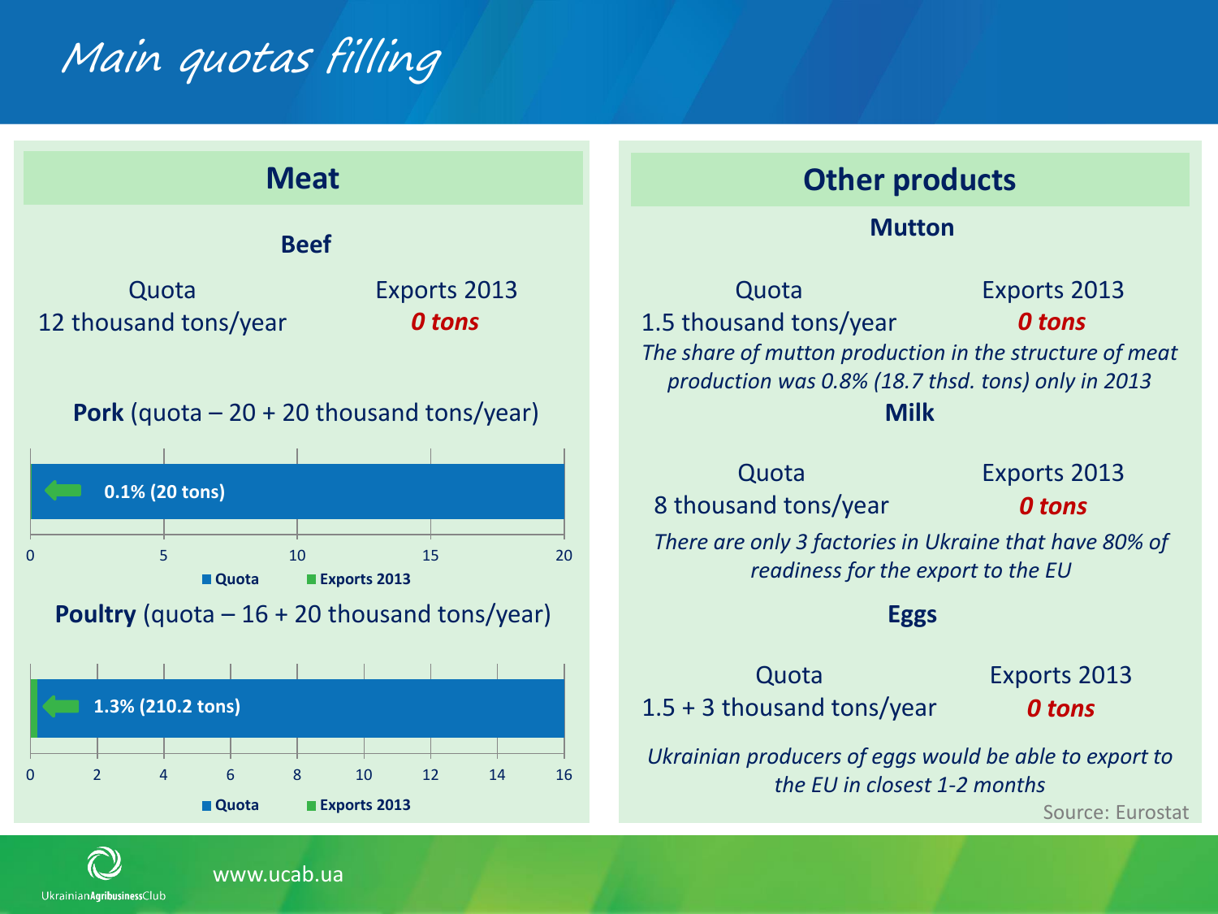# Main quotas filling

## Meat

### Beef

| Quota | Exports 2013 |
|---|---|
| 12 thousand tons/year | ***0 tons*** |

**Pork** (quota – 20 + 20 thousand tons/year)

0.1% (20 tons)

0 5 10 15 20

Quota  Exports 2013

**Poultry** (quota – 16 + 20 thousand tons/year)

1.3% (210.2 tons)

0 2 4 6 8 10 12 14 16

Quota  Exports 2013

## Other products

### Mutton

| Quota | Exports 2013 |
|---|---|
| 1.5 thousand tons/year | ***0 tons*** |

*The share of mutton production in the structure of meat production was 0.8% (18.7 thsd. tons) only in 2013*

### Milk

| Quota | Exports 2013 |
|---|---|
| 8 thousand tons/year | ***0 tons*** |

*There are only 3 factories in Ukraine that have 80% of readiness for the export to the EU*

### Eggs

| Quota | Exports 2013 |
|---|---|
| 1.5 + 3 thousand tons/year | ***0 tons*** |

*Ukrainian producers of eggs would be able to export to the EU in closest 1-2 months*

Source: Eurostat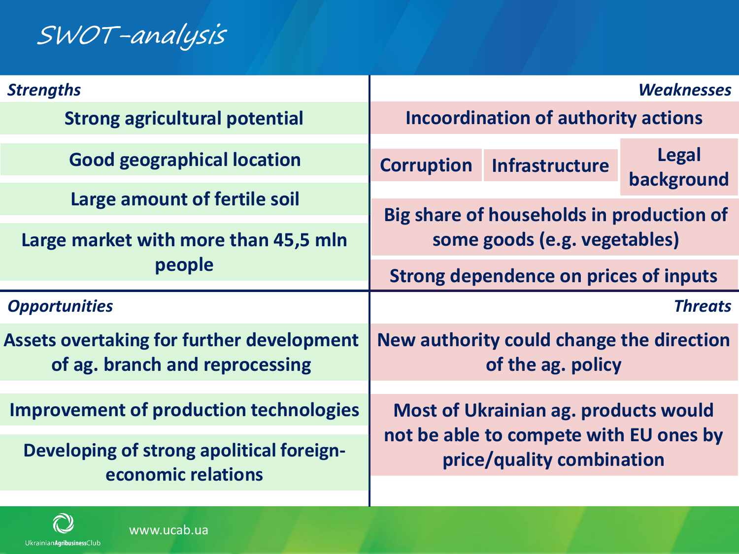# SWOT-analysis

### *Strengths*

- **Strong agricultural potential**
- **Good geographical location**
- **Large amount of fertile soil**
- **Large market with more than 45,5 mln people**

### *Weaknesses*

- **Incoordination of authority actions**
- **Corruption**
- **Infrastructure**
- **Legal background**
- **Big share of households in production of some goods (e.g. vegetables)**
- **Strong dependence on prices of inputs**

### *Opportunities*

- **Assets overtaking for further development of ag. branch and reprocessing**
- **Improvement of production technologies**
- **Developing of strong apolitical foreign-economic relations**

### *Threats*

- **New authority could change the direction of the ag. policy**
- **Most of Ukrainian ag. products would not be able to compete with EU ones by price/quality combination**

UkrainianAgribusinessClub

www.ucab.ua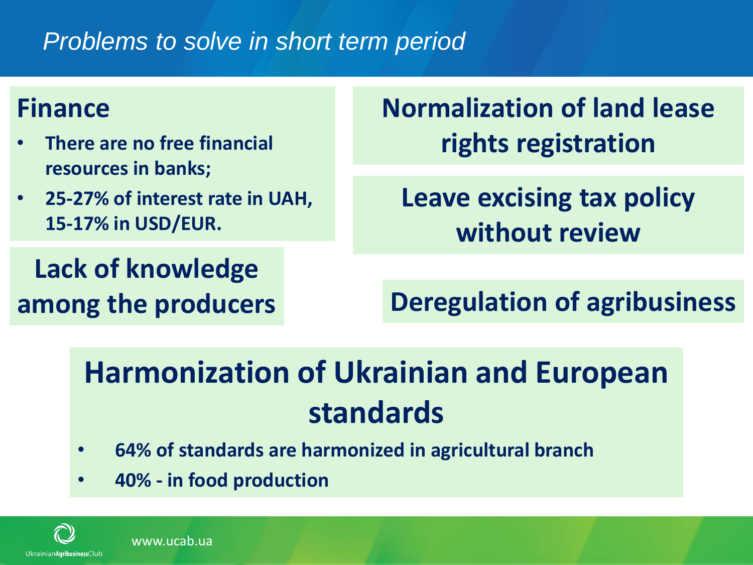# *Problems to solve in short term period*

## Finance

- **There are no free financial resources in banks;**
- **25-27% of interest rate in UAH, 15-17% in USD/EUR.**

## Lack of knowledge among the producers

## Normalization of land lease rights registration

## Leave excising tax policy without review

## Deregulation of agribusiness

## Harmonization of Ukrainian and European standards

- **64% of standards are harmonized in agricultural branch**
- **40% - in food production**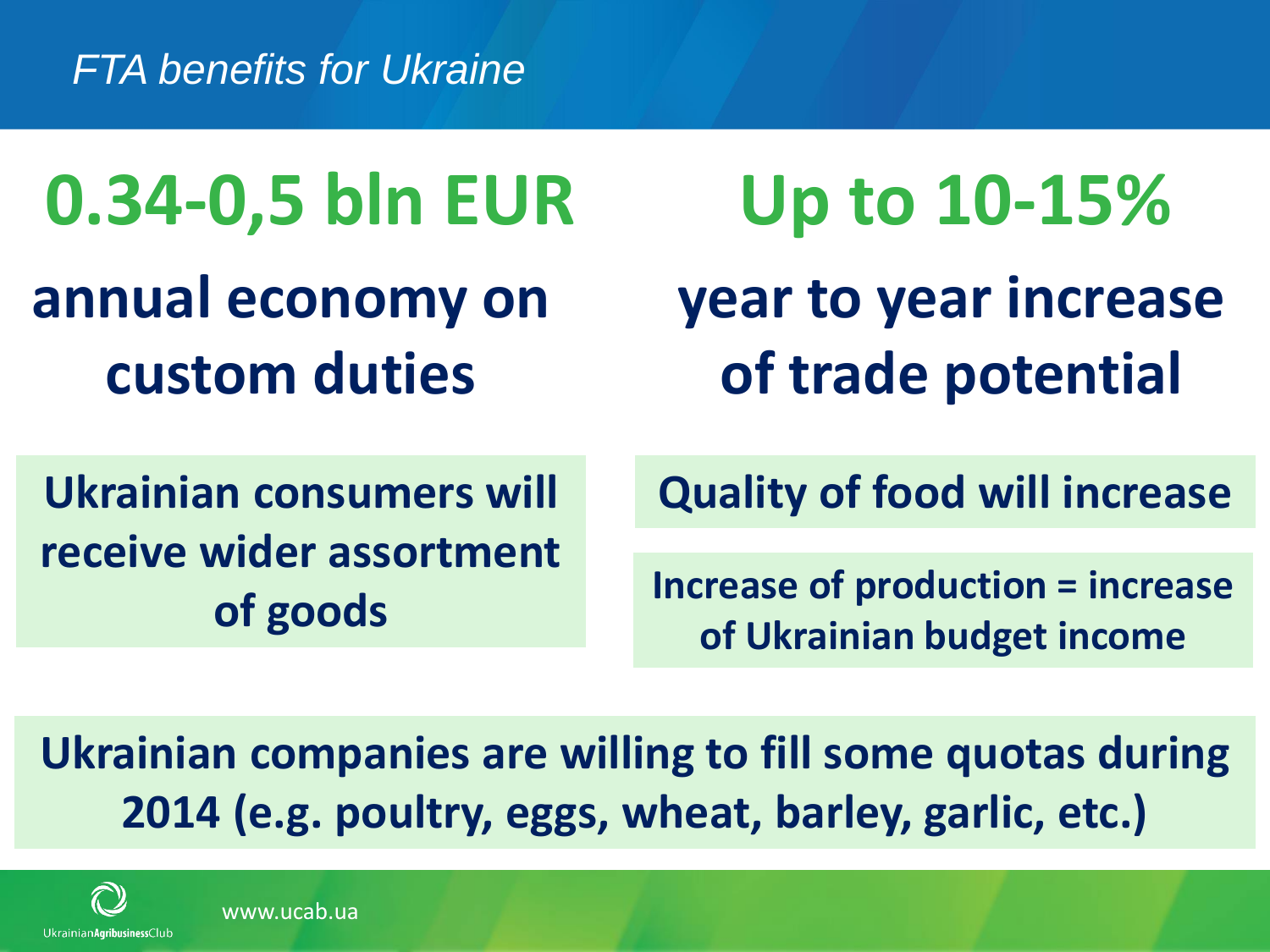## *FTA benefits for Ukraine*

**0.34-0,5 bln EUR**

**annual economy on custom duties**

**Up to 10-15%**

**year to year increase of trade potential**

**Ukrainian consumers will receive wider assortment of goods**

**Quality of food will increase**

**Increase of production = increase of Ukrainian budget income**

**Ukrainian companies are willing to fill some quotas during 2014 (e.g. poultry, eggs, wheat, barley, garlic, etc.)**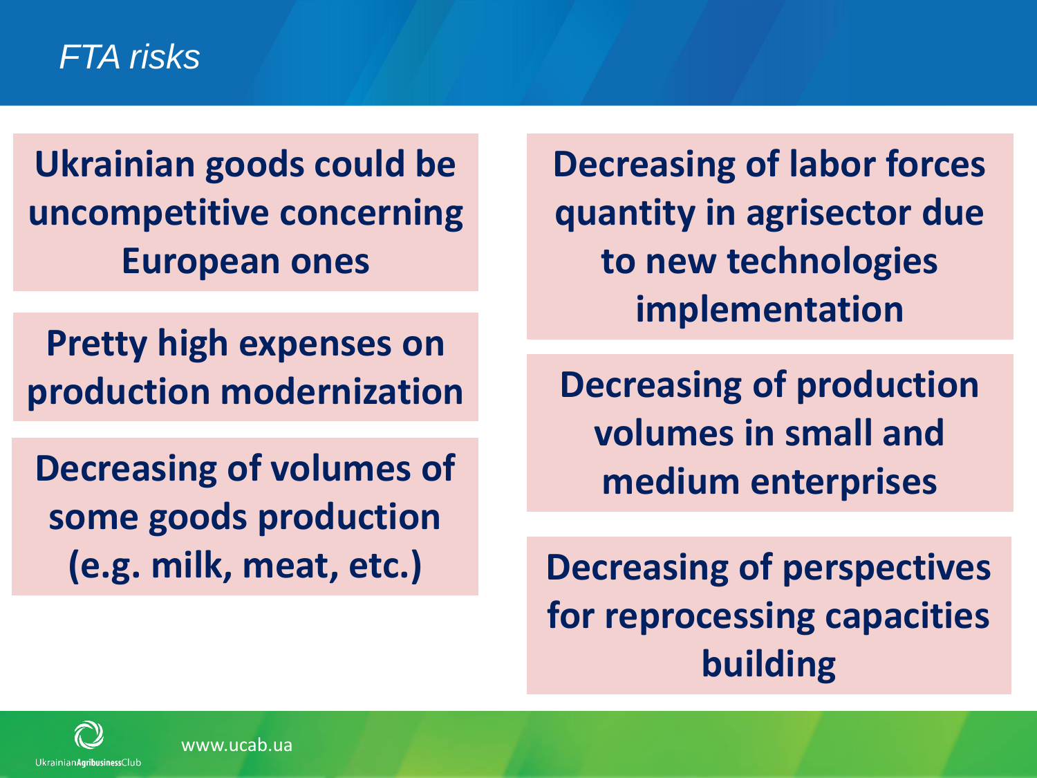# *FTA risks*

**Ukrainian goods could be uncompetitive concerning European ones**

**Pretty high expenses on production modernization**

**Decreasing of volumes of some goods production (e.g. milk, meat, etc.)**

**Decreasing of labor forces quantity in agrisector due to new technologies implementation**

**Decreasing of production volumes in small and medium enterprises**

**Decreasing of perspectives for reprocessing capacities building**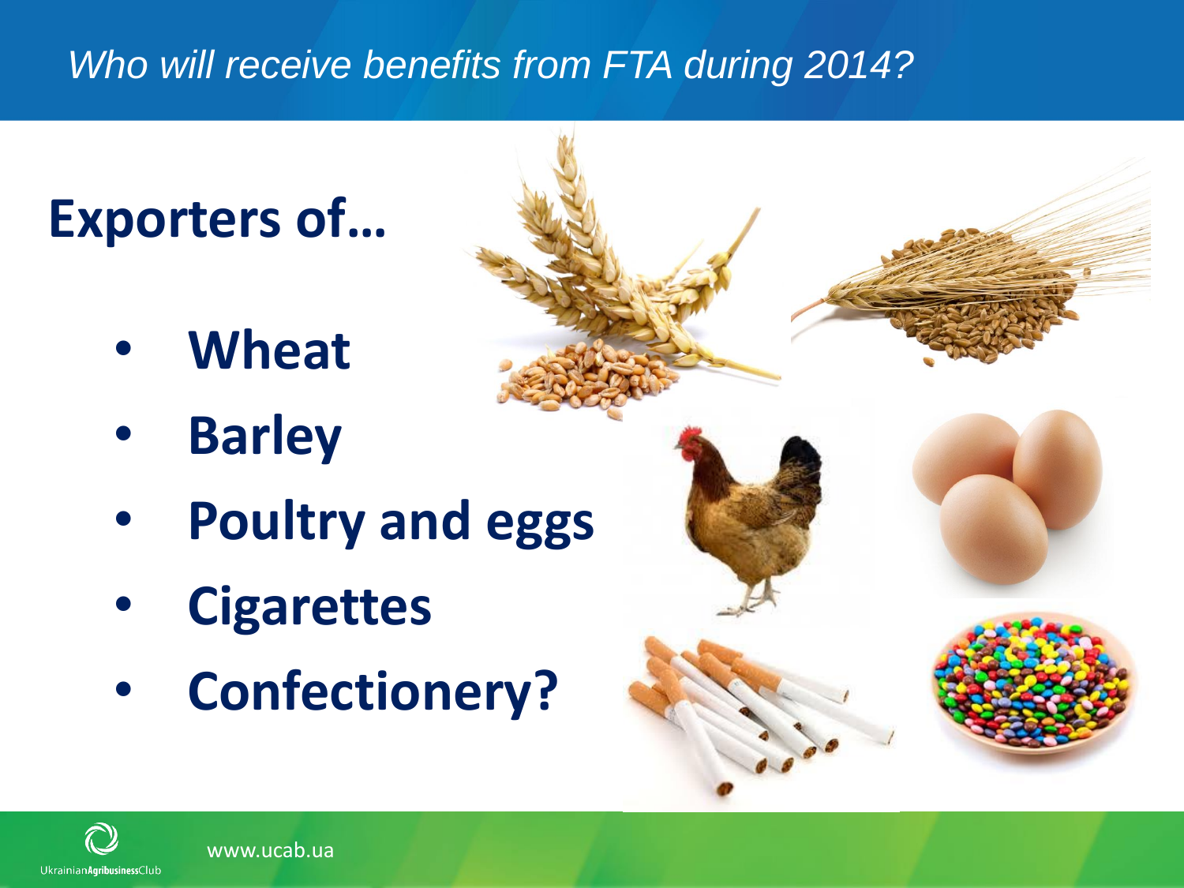*Who will receive benefits from FTA during 2014?*

# Exporters of…

- **Wheat**
- **Barley**
- **Poultry and eggs**
- **Cigarettes**
- **Confectionery?**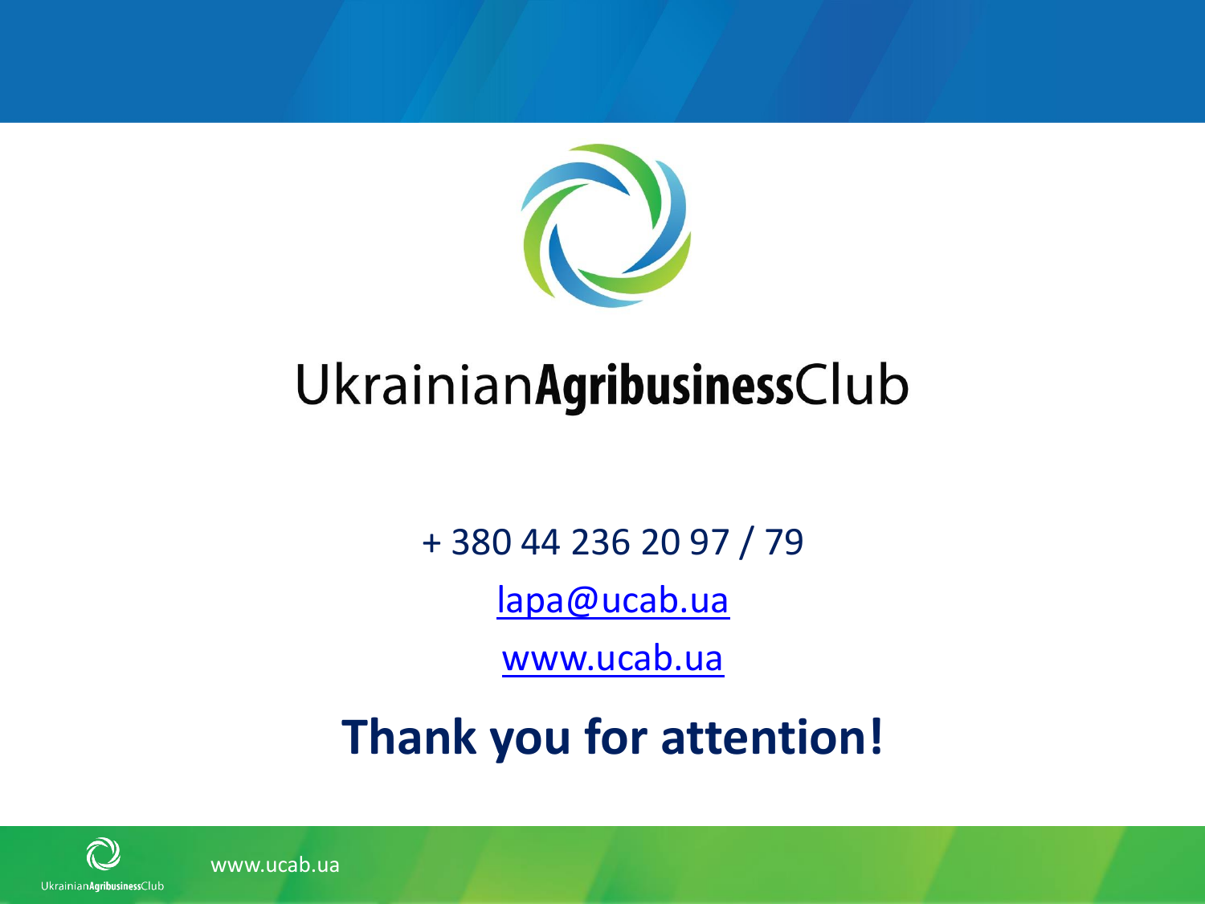UkrainianAgribusinessClub

+ 380 44 236 20 97 / 79

lapa@ucab.ua

www.ucab.ua

# Thank you for attention!